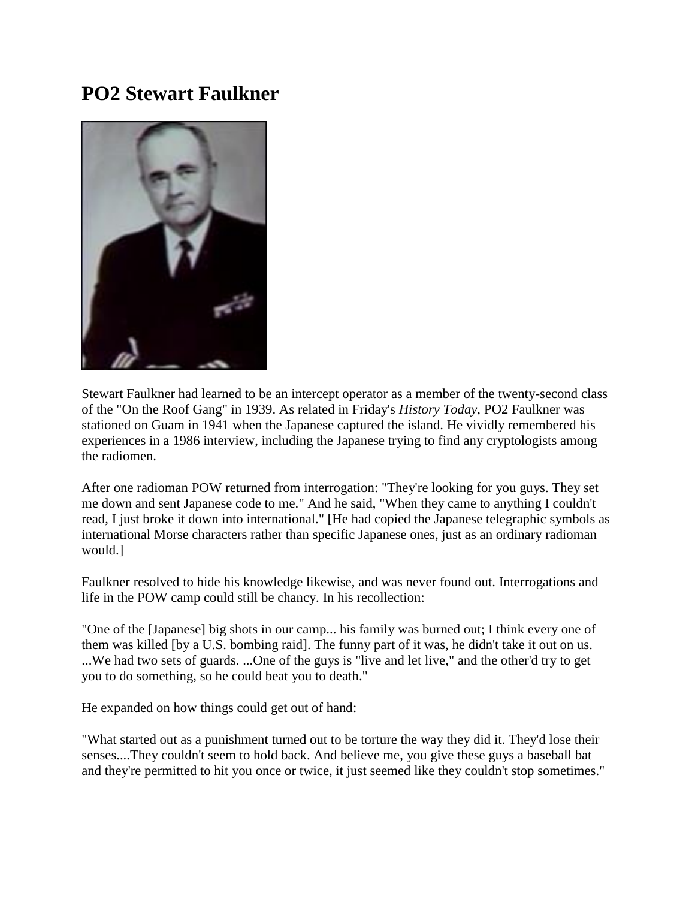# PO2 Stewart Faulkner

Stewart Faulkner had learned to be an intercept operator as a member of the twenty-second class of the "On the Roof Gang" in 1939. As related in Friday's *History Today*, PO2 Faulkner was stationed on Guam in 1941 when the Japanese captured the island. He vividly remembered his experiences in a 1986 interview, including the Japanese trying to find any cryptologists among the radiomen.

After one radioman POW returned from interrogation: "They're looking for you guys. They set me down and sent Japanese code to me." And he said, "When they came to anything I couldn't read, I just broke it down into international." [He had copied the Japanese telegraphic symbols as international Morse characters rather than specific Japanese ones, just as an ordinary radioman would.]

Faulkner resolved to hide his knowledge likewise, and was never found out. Interrogations and life in the POW camp could still be chancy. In his recollection:

"One of the [Japanese] big shots in our camp... his family was burned out; I think every one of them was killed [by a U.S. bombing raid]. The funny part of it was, he didn't take it out on us. ...We had two sets of guards. ...One of the guys is "live and let live," and the other'd try to get you to do something, so he could beat you to death."

He expanded on how things could get out of hand:

"What started out as a punishment turned out to be torture the way they did it. They'd lose their senses....They couldn't seem to hold back. And believe me, you give these guys a baseball bat and they're permitted to hit you once or twice, it just seemed like they couldn't stop sometimes."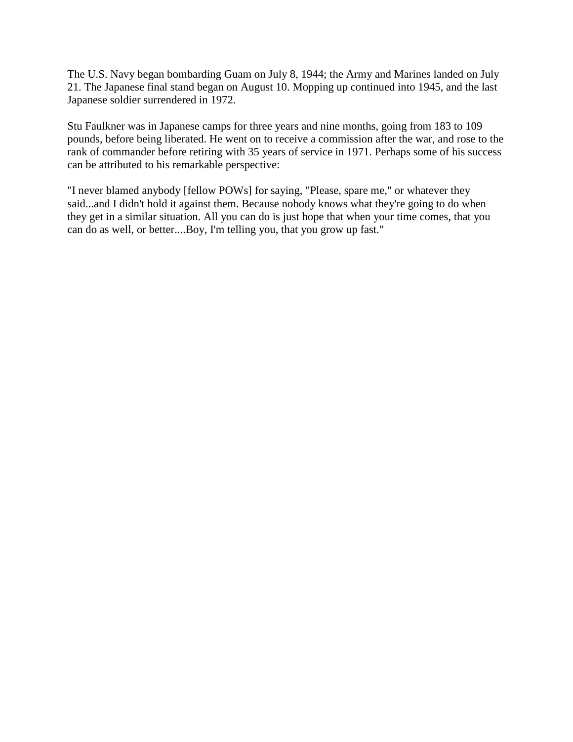The U.S. Navy began bombarding Guam on July 8, 1944; the Army and Marines landed on July 21. The Japanese final stand began on August 10. Mopping up continued into 1945, and the last Japanese soldier surrendered in 1972.

Stu Faulkner was in Japanese camps for three years and nine months, going from 183 to 109 pounds, before being liberated. He went on to receive a commission after the war, and rose to the rank of commander before retiring with 35 years of service in 1971. Perhaps some of his success can be attributed to his remarkable perspective:

"I never blamed anybody [fellow POWs] for saying, "Please, spare me," or whatever they said...and I didn't hold it against them. Because nobody knows what they're going to do when they get in a similar situation. All you can do is just hope that when your time comes, that you can do as well, or better....Boy, I'm telling you, that you grow up fast."